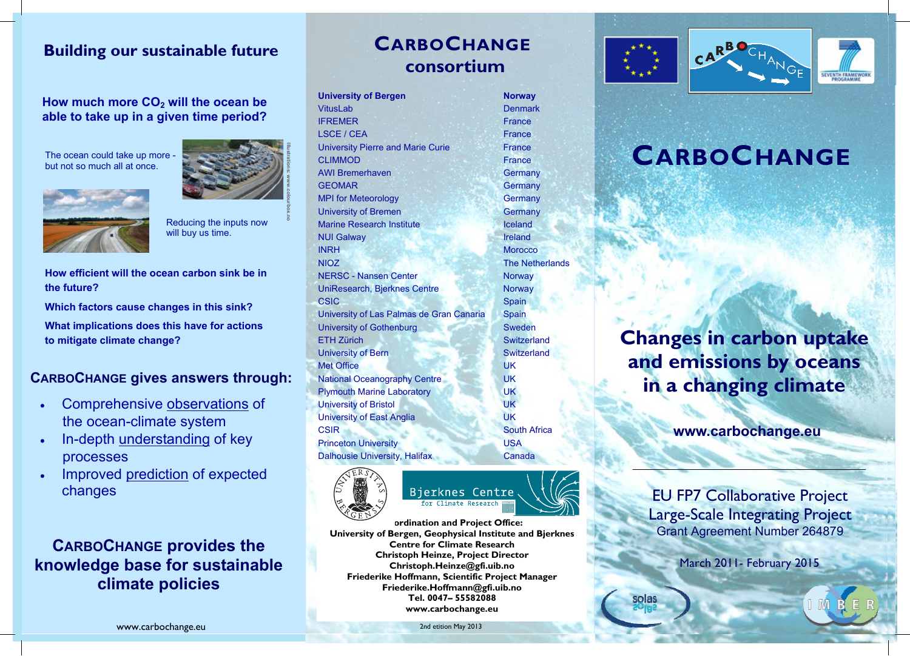# Building our sustainable future

## How much more $CO_2$ will the ocean be able to take up in a given time period?

The ocean could take up more - but not so much all at once.

Reducing the inputs now will buy us time.

Illustrations: www.colourbox.no

**How efficient will the ocean carbon sink be in the future?**

**Which factors cause changes in this sink?**

**What implications does this have for actions to mitigate climate change?**

## CARBOCHANGE gives answers through:

- Comprehensive observations of the ocean-climate system
- In-depth understanding of key processes
- Improved prediction of expected changes

## CARBOCHANGE provides the knowledge base for sustainable climate policies

www.carbochange.eu

# CARBOCHANGE consortium

| Institution | Country |
|---|---|
| **University of Bergen** | **Norway** |
| VitusLab | Denmark |
| IFREMER | France |
| LSCE / CEA | France |
| University Pierre and Marie Curie | France |
| CLIMMOD | France |
| AWI Bremerhaven | Germany |
| GEOMAR | Germany |
| MPI for Meteorology | Germany |
| University of Bremen | Germany |
| Marine Research Institute | Iceland |
| NUI Galway | Ireland |
| INRH | Morocco |
| NIOZ | The Netherlands |
| NERSC - Nansen Center | Norway |
| UniResearch, Bjerknes Centre | Norway |
| CSIC | Spain |
| University of Las Palmas de Gran Canaria | Spain |
| University of Gothenburg | Sweden |
| ETH Zürich | Switzerland |
| University of Bern | Switzerland |
| Met Office | UK |
| National Oceanography Centre | UK |
| Plymouth Marine Laboratory | UK |
| University of Bristol | UK |
| University of East Anglia | UK |
| CSIR | South Africa |
| Princeton University | USA |
| Dalhousie University, Halifax | Canada |

Bjerknes Centre for Climate Research

**Coordination and Project Office:**
**University of Bergen, Geophysical Institute and Bjerknes Centre for Climate Research**
**Christoph Heinze, Project Director**
**Christoph.Heinze@gfi.uib.no**
**Friederike Hoffmann, Scientific Project Manager**
**Friederike.Hoffmann@gfi.uib.no**
**Tel. 0047– 55582088**
**www.carbochange.eu**

2nd edition May 2013

# CARBOCHANGE

## Changes in carbon uptake and emissions by oceans in a changing climate

**www.carbochange.eu**

EU FP7 Collaborative Project
Large-Scale Integrating Project
Grant Agreement Number 264879

March 2011- February 2015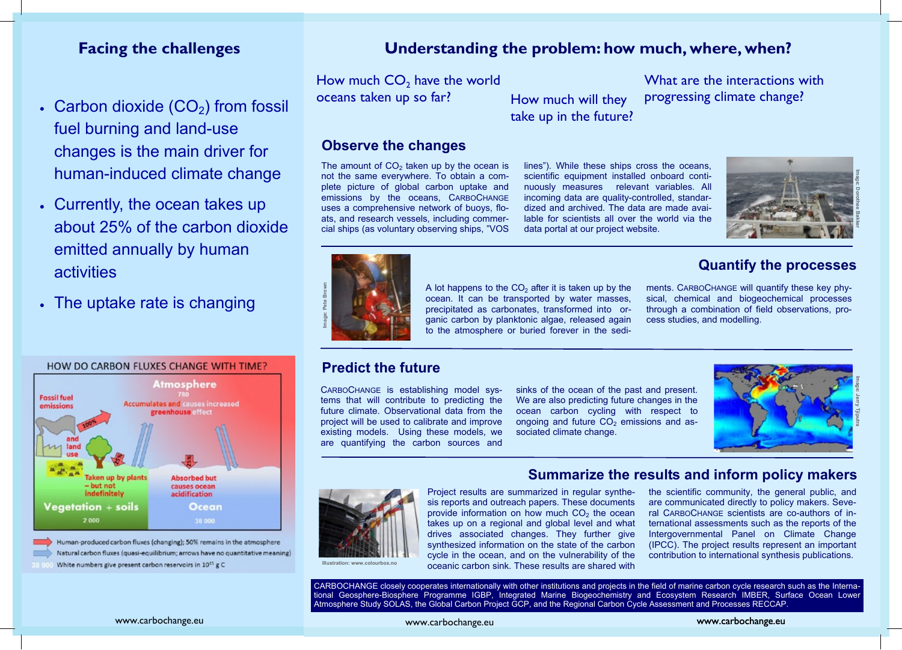## Facing the challenges

- Carbon dioxide ($CO_2$) from fossil fuel burning and land-use changes is the main driver for human-induced climate change
- Currently, the ocean takes up about 25% of the carbon dioxide emitted annually by human activities
- The uptake rate is changing

HOW DO CARBON FLUXES CHANGE WITH TIME?

Atmosphere
780
Accumulates and causes increased greenhouse effect
Fossil fuel emissions
100%
and land use
25%
25%
Taken up by plants – but not indefinitely
Absorbed but causes ocean acidification
Vegetation + soils
2 000
Ocean
38 000

Human-produced carbon fluxes (changing); 50% remains in the atmosphere
Natural carbon fluxes (quasi-equilibrium; arrows have no quantitative meaning)
38 000 White numbers give present carbon reservoirs in $10^{15}$ g C

## Understanding the problem: how much, where, when?

How much $CO_2$ have the world oceans taken up so far?

How much will they take up in the future?

What are the interactions with progressing climate change?

### Observe the changes

The amount of $CO_2$ taken up by the ocean is not the same everywhere. To obtain a complete picture of global carbon uptake and emissions by the oceans, CARBOCHANGE uses a comprehensive network of buoys, floats, and research vessels, including commercial ships (as voluntary observing ships, "VOS lines"). While these ships cross the oceans, scientific equipment installed onboard continuously measures relevant variables. All incoming data are quality-controlled, standardized and archived. The data are made available for scientists all over the world via the data portal at our project website.

Image: Dorothee Bakker

### Quantify the processes

Image: Pete Brown

A lot happens to the $CO_2$ after it is taken up by the ocean. It can be transported by water masses, precipitated as carbonates, transformed into organic carbon by planktonic algae, released again to the atmosphere or buried forever in the sediments. CARBOCHANGE will quantify these key physical, chemical and biogeochemical processes through a combination of field observations, process studies, and modelling.

### Predict the future

CARBOCHANGE is establishing model systems that will contribute to predicting the future climate. Observational data from the project will be used to calibrate and improve existing models. Using these models, we are quantifying the carbon sources and sinks of the ocean of the past and present. We are also predicting future changes in the ocean carbon cycling with respect to ongoing and future $CO_2$ emissions and associated climate change.

Image: Jerry Tjiputra

### Summarize the results and inform policy makers

Illustration: www.colourbox.no

Project results are summarized in regular synthesis reports and outreach papers. These documents provide information on how much $CO_2$ the ocean takes up on a regional and global level and what drives associated changes. They further give synthesized information on the state of the carbon cycle in the ocean, and on the vulnerability of the oceanic carbon sink. These results are shared with the scientific community, the general public, and are communicated directly to policy makers. Several CARBOCHANGE scientists are co-authors of international assessments such as the reports of the Intergovernmental Panel on Climate Change (IPCC). The project results represent an important contribution to international synthesis publications.

CARBOCHANGE closely cooperates internationally with other institutions and projects in the field of marine carbon cycle research such as the International Geosphere-Biosphere Programme IGBP, Integrated Marine Biogeochemistry and Ecosystem Research IMBER, Surface Ocean Lower Atmosphere Study SOLAS, the Global Carbon Project GCP, and the Regional Carbon Cycle Assessment and Processes RECCAP.

www.carbochange.eu